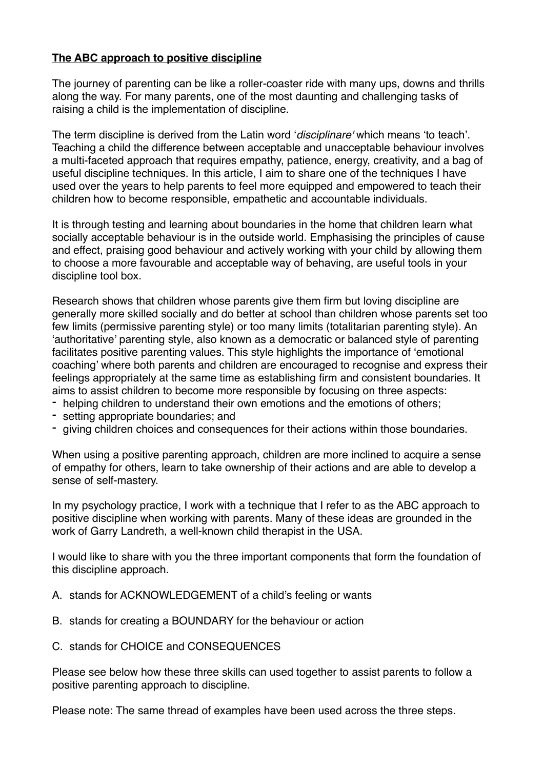**The ABC approach to positive discipline**

The journey of parenting can be like a roller-coaster ride with many ups, downs and thrills along the way. For many parents, one of the most daunting and challenging tasks of raising a child is the implementation of discipline.

The term discipline is derived from the Latin word '*disciplinare'* which means 'to teach'. Teaching a child the difference between acceptable and unacceptable behaviour involves a multi-faceted approach that requires empathy, patience, energy, creativity, and a bag of useful discipline techniques. In this article, I aim to share one of the techniques I have used over the years to help parents to feel more equipped and empowered to teach their children how to become responsible, empathetic and accountable individuals.

It is through testing and learning about boundaries in the home that children learn what socially acceptable behaviour is in the outside world. Emphasising the principles of cause and effect, praising good behaviour and actively working with your child by allowing them to choose a more favourable and acceptable way of behaving, are useful tools in your discipline tool box.

Research shows that children whose parents give them firm but loving discipline are generally more skilled socially and do better at school than children whose parents set too few limits (permissive parenting style) or too many limits (totalitarian parenting style). An 'authoritative' parenting style, also known as a democratic or balanced style of parenting facilitates positive parenting values. This style highlights the importance of 'emotional coaching' where both parents and children are encouraged to recognise and express their feelings appropriately at the same time as establishing firm and consistent boundaries. It aims to assist children to become more responsible by focusing on three aspects:

- helping children to understand their own emotions and the emotions of others;
- setting appropriate boundaries; and
- giving children choices and consequences for their actions within those boundaries.

When using a positive parenting approach, children are more inclined to acquire a sense of empathy for others, learn to take ownership of their actions and are able to develop a sense of self-mastery.

In my psychology practice, I work with a technique that I refer to as the ABC approach to positive discipline when working with parents. Many of these ideas are grounded in the work of Garry Landreth, a well-known child therapist in the USA.

I would like to share with you the three important components that form the foundation of this discipline approach.

A. stands for ACKNOWLEDGEMENT of a child's feeling or wants

B. stands for creating a BOUNDARY for the behaviour or action

C. stands for CHOICE and CONSEQUENCES

Please see below how these three skills can used together to assist parents to follow a positive parenting approach to discipline.

Please note: The same thread of examples have been used across the three steps.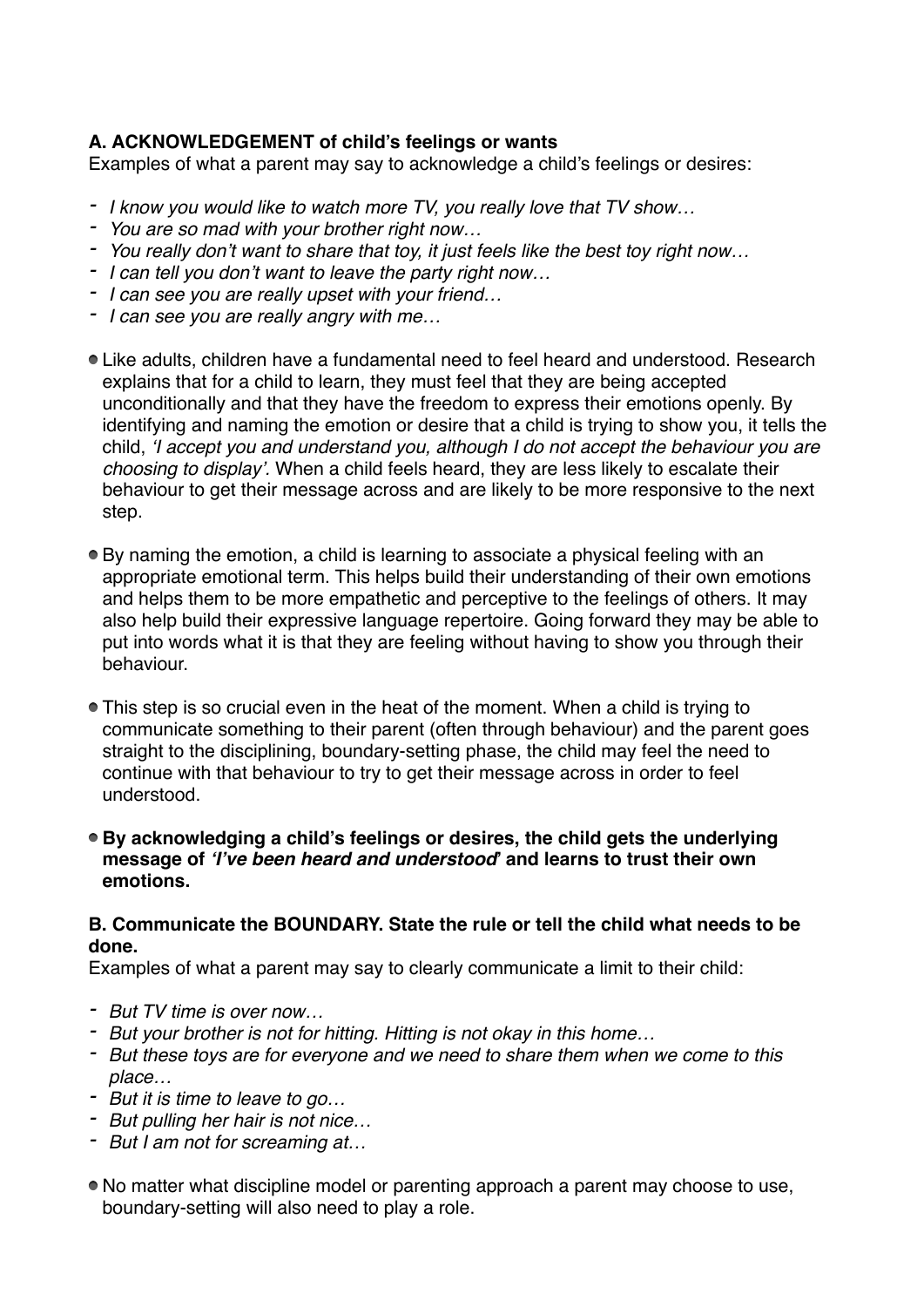**A. ACKNOWLEDGEMENT of child's feelings or wants**

Examples of what a parent may say to acknowledge a child's feelings or desires:

- *I know you would like to watch more TV, you really love that TV show…*
- *You are so mad with your brother right now…*
- *You really don't want to share that toy, it just feels like the best toy right now…*
- *I can tell you don't want to leave the party right now…*
- *I can see you are really upset with your friend…*
- *I can see you are really angry with me…*

- Like adults, children have a fundamental need to feel heard and understood. Research explains that for a child to learn, they must feel that they are being accepted unconditionally and that they have the freedom to express their emotions openly. By identifying and naming the emotion or desire that a child is trying to show you, it tells the child, *'I accept you and understand you, although I do not accept the behaviour you are choosing to display'*. When a child feels heard, they are less likely to escalate their behaviour to get their message across and are likely to be more responsive to the next step.

- By naming the emotion, a child is learning to associate a physical feeling with an appropriate emotional term. This helps build their understanding of their own emotions and helps them to be more empathetic and perceptive to the feelings of others. It may also help build their expressive language repertoire. Going forward they may be able to put into words what it is that they are feeling without having to show you through their behaviour.

- This step is so crucial even in the heat of the moment. When a child is trying to communicate something to their parent (often through behaviour) and the parent goes straight to the disciplining, boundary-setting phase, the child may feel the need to continue with that behaviour to try to get their message across in order to feel understood.

- **By acknowledging a child's feelings or desires, the child gets the underlying message of *'I've been heard and understood*' and learns to trust their own emotions.**

**B. Communicate the BOUNDARY. State the rule or tell the child what needs to be done.**

Examples of what a parent may say to clearly communicate a limit to their child:

- *But TV time is over now…*
- *But your brother is not for hitting. Hitting is not okay in this home…*
- *But these toys are for everyone and we need to share them when we come to this place…*
- *But it is time to leave to go…*
- *But pulling her hair is not nice…*
- *But I am not for screaming at…*

- No matter what discipline model or parenting approach a parent may choose to use, boundary-setting will also need to play a role.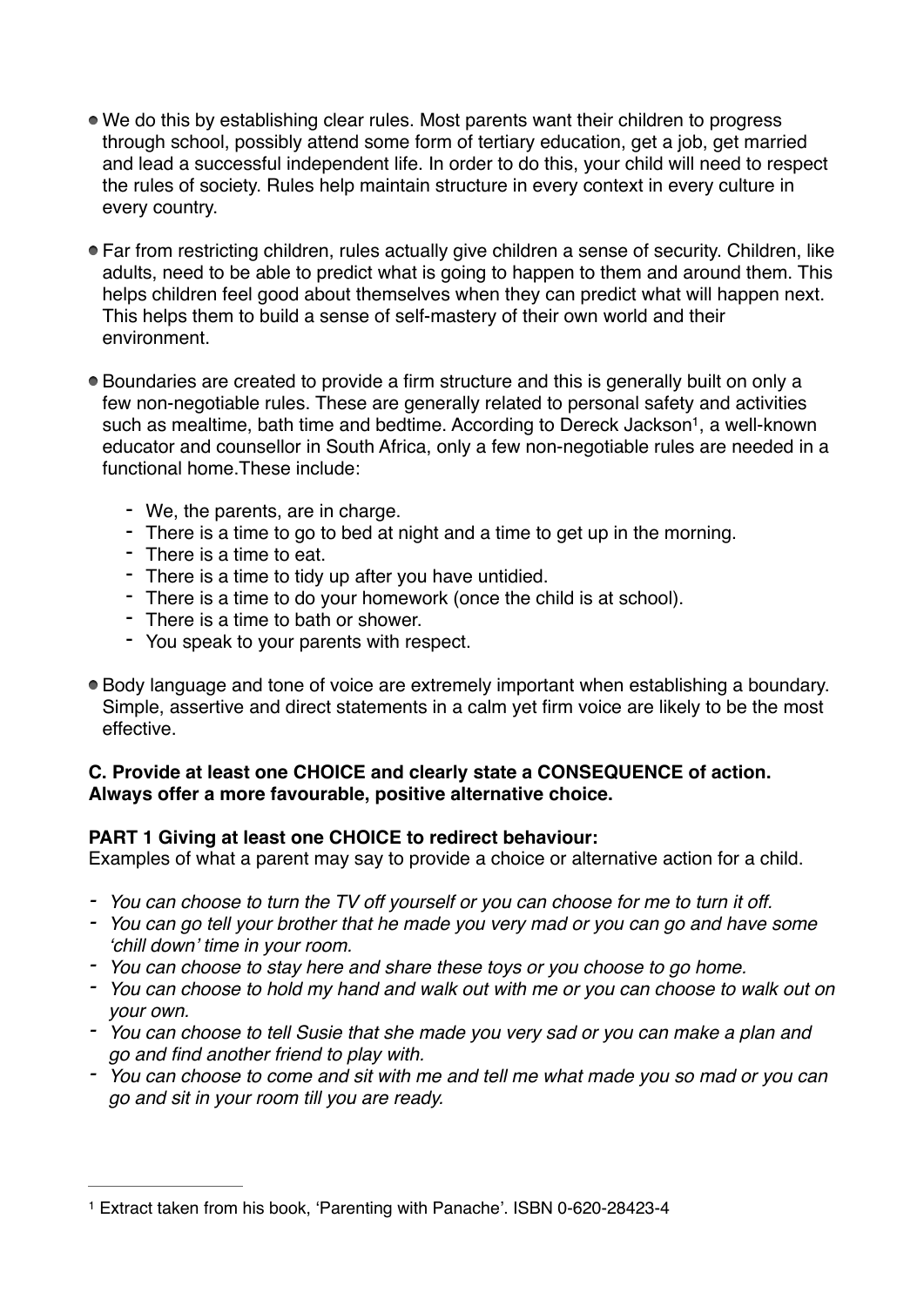- We do this by establishing clear rules. Most parents want their children to progress through school, possibly attend some form of tertiary education, get a job, get married and lead a successful independent life. In order to do this, your child will need to respect the rules of society. Rules help maintain structure in every context in every culture in every country.

- Far from restricting children, rules actually give children a sense of security. Children, like adults, need to be able to predict what is going to happen to them and around them. This helps children feel good about themselves when they can predict what will happen next. This helps them to build a sense of self-mastery of their own world and their environment.

- Boundaries are created to provide a firm structure and this is generally built on only a few non-negotiable rules. These are generally related to personal safety and activities such as mealtime, bath time and bedtime. According to Dereck Jackson[1], a well-known educator and counsellor in South Africa, only a few non-negotiable rules are needed in a functional home.These include:

    - We, the parents, are in charge.
    - There is a time to go to bed at night and a time to get up in the morning.
    - There is a time to eat.
    - There is a time to tidy up after you have untidied.
    - There is a time to do your homework (once the child is at school).
    - There is a time to bath or shower.
    - You speak to your parents with respect.

- Body language and tone of voice are extremely important when establishing a boundary. Simple, assertive and direct statements in a calm yet firm voice are likely to be the most effective.

**C. Provide at least one CHOICE and clearly state a CONSEQUENCE of action. Always offer a more favourable, positive alternative choice.**

**PART 1 Giving at least one CHOICE to redirect behaviour:**
Examples of what a parent may say to provide a choice or alternative action for a child.

- *You can choose to turn the TV off yourself or you can choose for me to turn it off.*
- *You can go tell your brother that he made you very mad or you can go and have some 'chill down' time in your room.*
- *You can choose to stay here and share these toys or you choose to go home.*
- *You can choose to hold my hand and walk out with me or you can choose to walk out on your own.*
- *You can choose to tell Susie that she made you very sad or you can make a plan and go and find another friend to play with.*
- *You can choose to come and sit with me and tell me what made you so mad or you can go and sit in your room till you are ready.*

---

[1] Extract taken from his book, 'Parenting with Panache'. ISBN 0-620-28423-4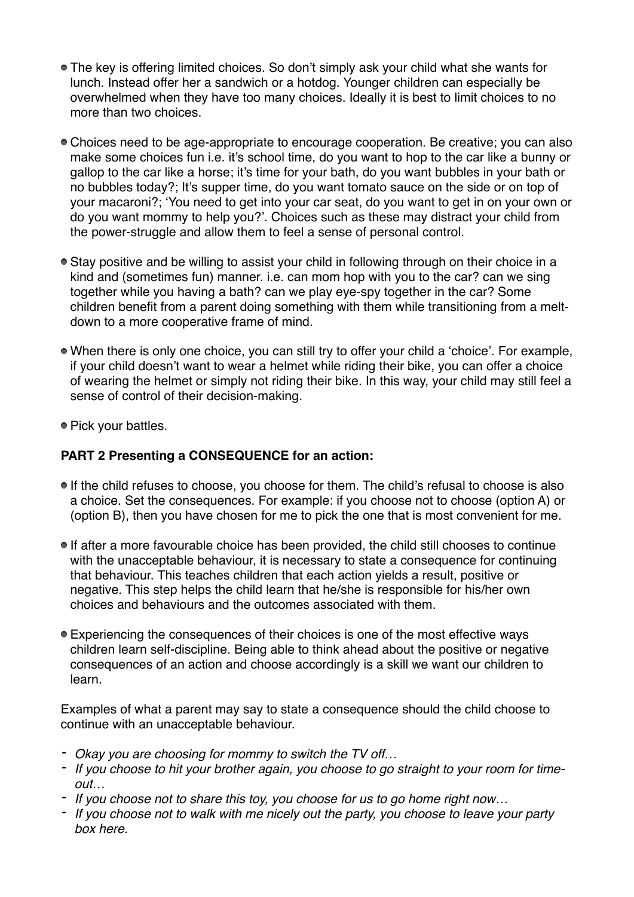- The key is offering limited choices. So don't simply ask your child what she wants for lunch. Instead offer her a sandwich or a hotdog. Younger children can especially be overwhelmed when they have too many choices. Ideally it is best to limit choices to no more than two choices.

- Choices need to be age-appropriate to encourage cooperation. Be creative; you can also make some choices fun i.e. it's school time, do you want to hop to the car like a bunny or gallop to the car like a horse; it's time for your bath, do you want bubbles in your bath or no bubbles today?; It's supper time, do you want tomato sauce on the side or on top of your macaroni?; 'You need to get into your car seat, do you want to get in on your own or do you want mommy to help you?'. Choices such as these may distract your child from the power-struggle and allow them to feel a sense of personal control.

- Stay positive and be willing to assist your child in following through on their choice in a kind and (sometimes fun) manner. i.e. can mom hop with you to the car? can we sing together while you having a bath? can we play eye-spy together in the car? Some children benefit from a parent doing something with them while transitioning from a melt-down to a more cooperative frame of mind.

- When there is only one choice, you can still try to offer your child a 'choice'. For example, if your child doesn't want to wear a helmet while riding their bike, you can offer a choice of wearing the helmet or simply not riding their bike. In this way, your child may still feel a sense of control of their decision-making.

- Pick your battles.

**PART 2 Presenting a CONSEQUENCE for an action:**

- If the child refuses to choose, you choose for them. The child's refusal to choose is also a choice. Set the consequences. For example: if you choose not to choose (option A) or (option B), then you have chosen for me to pick the one that is most convenient for me.

- If after a more favourable choice has been provided, the child still chooses to continue with the unacceptable behaviour, it is necessary to state a consequence for continuing that behaviour. This teaches children that each action yields a result, positive or negative. This step helps the child learn that he/she is responsible for his/her own choices and behaviours and the outcomes associated with them.

- Experiencing the consequences of their choices is one of the most effective ways children learn self-discipline. Being able to think ahead about the positive or negative consequences of an action and choose accordingly is a skill we want our children to learn.

Examples of what a parent may say to state a consequence should the child choose to continue with an unacceptable behaviour.

- *Okay you are choosing for mommy to switch the TV off…*
- *If you choose to hit your brother again, you choose to go straight to your room for time-out…*
- *If you choose not to share this toy, you choose for us to go home right now…*
- *If you choose not to walk with me nicely out the party, you choose to leave your party box here.*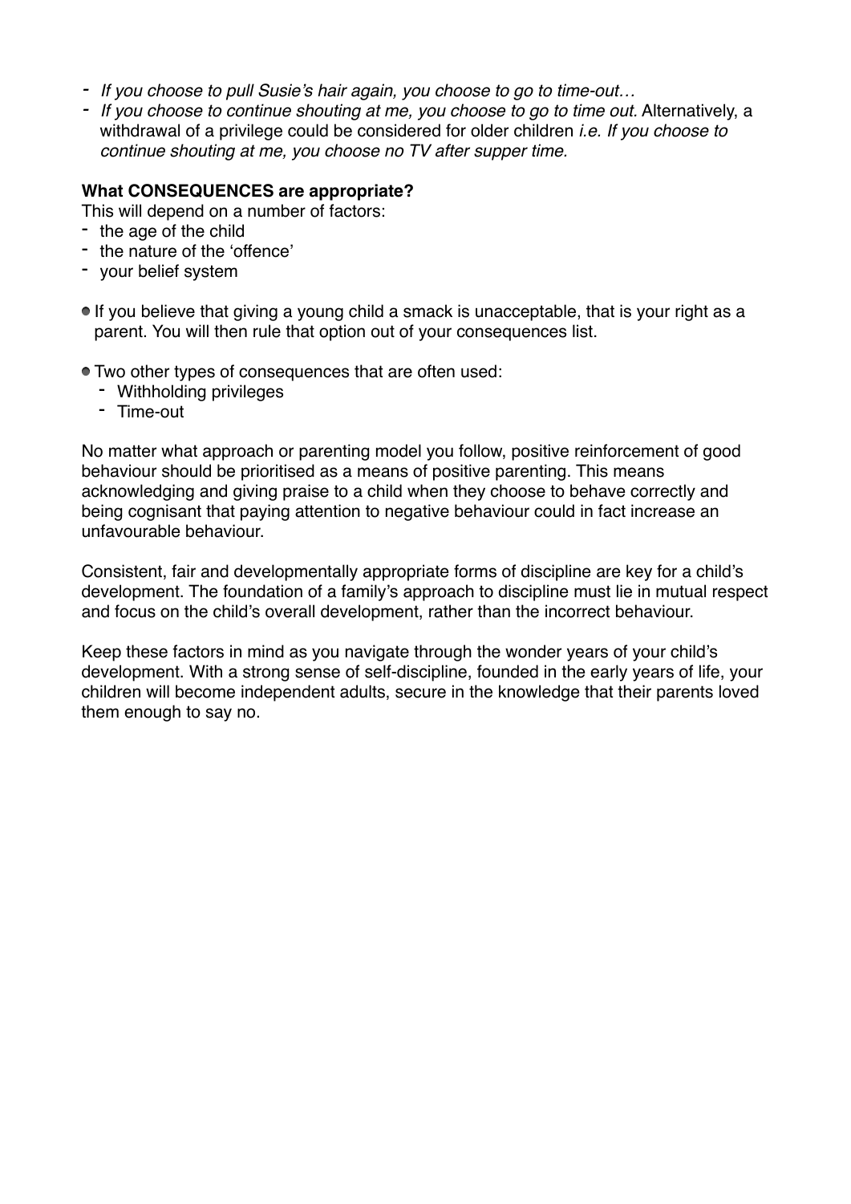- *If you choose to pull Susie's hair again, you choose to go to time-out…*
- *If you choose to continue shouting at me, you choose to go to time out.* Alternatively, a withdrawal of a privilege could be considered for older children *i.e. If you choose to continue shouting at me, you choose no TV after supper time.*

**What CONSEQUENCES are appropriate?**

This will depend on a number of factors:

- the age of the child
- the nature of the 'offence'
- your belief system

- If you believe that giving a young child a smack is unacceptable, that is your right as a parent. You will then rule that option out of your consequences list.

- Two other types of consequences that are often used:
  - Withholding privileges
  - Time-out

No matter what approach or parenting model you follow, positive reinforcement of good behaviour should be prioritised as a means of positive parenting. This means acknowledging and giving praise to a child when they choose to behave correctly and being cognisant that paying attention to negative behaviour could in fact increase an unfavourable behaviour.

Consistent, fair and developmentally appropriate forms of discipline are key for a child's development. The foundation of a family's approach to discipline must lie in mutual respect and focus on the child's overall development, rather than the incorrect behaviour.

Keep these factors in mind as you navigate through the wonder years of your child's development. With a strong sense of self-discipline, founded in the early years of life, your children will become independent adults, secure in the knowledge that their parents loved them enough to say no.